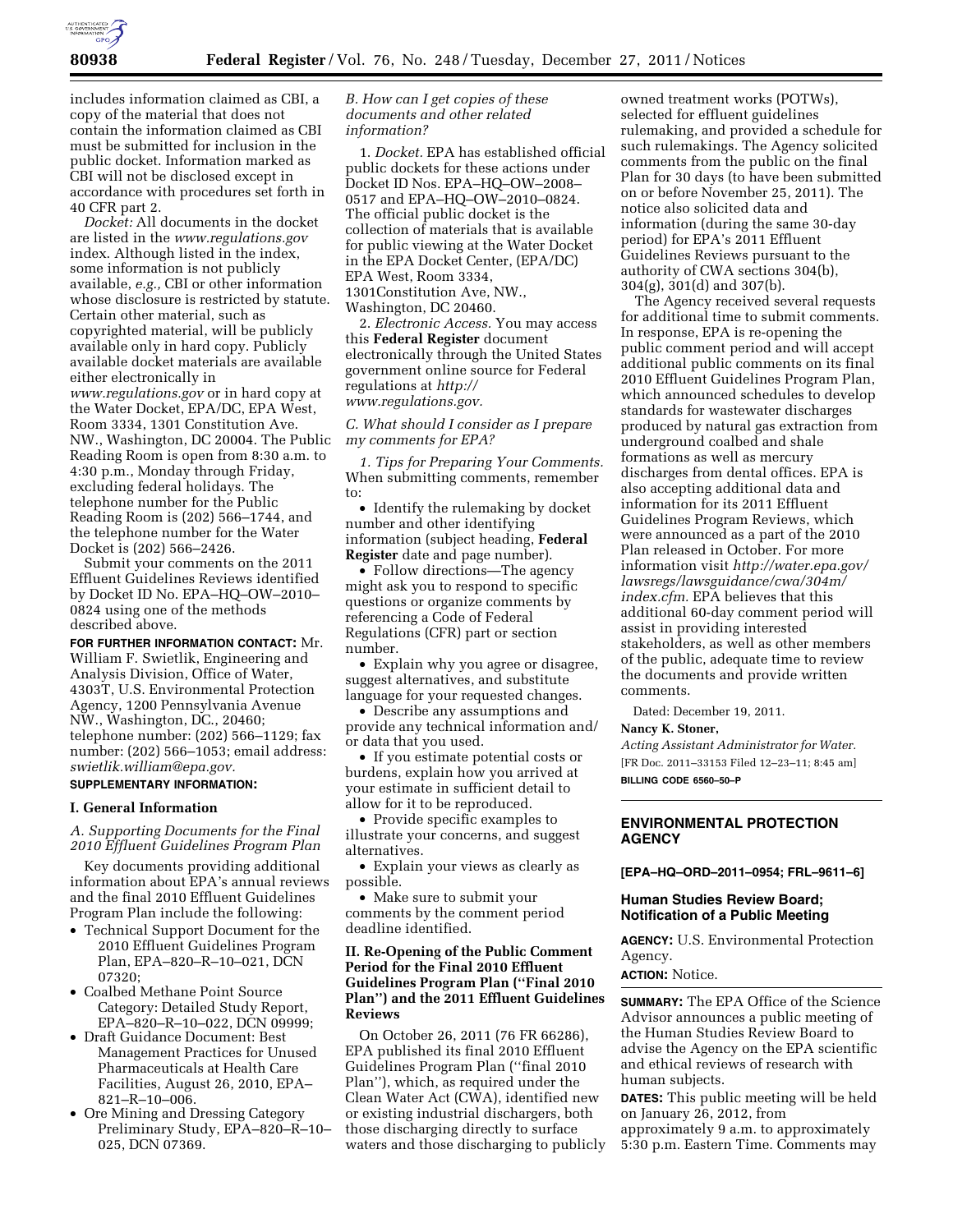includes information claimed as CBI, a copy of the material that does not contain the information claimed as CBI must be submitted for inclusion in the public docket. Information marked as CBI will not be disclosed except in accordance with procedures set forth in 40 CFR part 2.

*Docket:* All documents in the docket are listed in the *www.regulations.gov* index. Although listed in the index, some information is not publicly available, *e.g.,* CBI or other information whose disclosure is restricted by statute. Certain other material, such as copyrighted material, will be publicly available only in hard copy. Publicly available docket materials are available either electronically in *www.regulations.gov* or in hard copy at the Water Docket, EPA/DC, EPA West, Room 3334, 1301 Constitution Ave. NW., Washington, DC 20004. The Public Reading Room is open from 8:30 a.m. to 4:30 p.m., Monday through Friday, excluding federal holidays. The telephone number for the Public Reading Room is (202) 566–1744, and the telephone number for the Water Docket is (202) 566–2426.

Submit your comments on the 2011 Effluent Guidelines Reviews identified by Docket ID No. EPA–HQ–OW–2010–0824 using one of the methods described above.

**FOR FURTHER INFORMATION CONTACT:** Mr. William F. Swietlik, Engineering and Analysis Division, Office of Water, 4303T, U.S. Environmental Protection Agency, 1200 Pennsylvania Avenue NW., Washington, DC., 20460; telephone number: (202) 566–1129; fax number: (202) 566–1053; email address: *swietlik.william@epa.gov.*

**SUPPLEMENTARY INFORMATION:**

## I. General Information

### *A. Supporting Documents for the Final 2010 Effluent Guidelines Program Plan*

Key documents providing additional information about EPA's annual reviews and the final 2010 Effluent Guidelines Program Plan include the following:

- Technical Support Document for the 2010 Effluent Guidelines Program Plan, EPA–820–R–10–021, DCN 07320;
- Coalbed Methane Point Source Category: Detailed Study Report, EPA–820–R–10–022, DCN 09999;
- Draft Guidance Document: Best Management Practices for Unused Pharmaceuticals at Health Care Facilities, August 26, 2010, EPA–821–R–10–006.
- Ore Mining and Dressing Category Preliminary Study, EPA–820–R–10–025, DCN 07369.

### *B. How can I get copies of these documents and other related information?*

1. *Docket.* EPA has established official public dockets for these actions under Docket ID Nos. EPA–HQ–OW–2008–0517 and EPA–HQ–OW–2010–0824. The official public docket is the collection of materials that is available for public viewing at the Water Docket in the EPA Docket Center, (EPA/DC) EPA West, Room 3334, 1301Constitution Ave, NW., Washington, DC 20460.

2. *Electronic Access.* You may access this **Federal Register** document electronically through the United States government online source for Federal regulations at *http://www.regulations.gov.*

### *C. What should I consider as I prepare my comments for EPA?*

*1. Tips for Preparing Your Comments.* When submitting comments, remember to:

- Identify the rulemaking by docket number and other identifying information (subject heading, **Federal Register** date and page number).
- Follow directions—The agency might ask you to respond to specific questions or organize comments by referencing a Code of Federal Regulations (CFR) part or section number.
- Explain why you agree or disagree, suggest alternatives, and substitute language for your requested changes.
- Describe any assumptions and provide any technical information and/or data that you used.
- If you estimate potential costs or burdens, explain how you arrived at your estimate in sufficient detail to allow for it to be reproduced.
- Provide specific examples to illustrate your concerns, and suggest alternatives.
- Explain your views as clearly as possible.
- Make sure to submit your comments by the comment period deadline identified.

## II. Re-Opening of the Public Comment Period for the Final 2010 Effluent Guidelines Program Plan (''Final 2010 Plan'') and the 2011 Effluent Guidelines Reviews

On October 26, 2011 (76 FR 66286), EPA published its final 2010 Effluent Guidelines Program Plan (''final 2010 Plan''), which, as required under the Clean Water Act (CWA), identified new or existing industrial dischargers, both those discharging directly to surface waters and those discharging to publicly owned treatment works (POTWs), selected for effluent guidelines rulemaking, and provided a schedule for such rulemakings. The Agency solicited comments from the public on the final Plan for 30 days (to have been submitted on or before November 25, 2011). The notice also solicited data and information (during the same 30-day period) for EPA's 2011 Effluent Guidelines Reviews pursuant to the authority of CWA sections 304(b), 304(g), 301(d) and 307(b).

The Agency received several requests for additional time to submit comments. In response, EPA is re-opening the public comment period and will accept additional public comments on its final 2010 Effluent Guidelines Program Plan, which announced schedules to develop standards for wastewater discharges produced by natural gas extraction from underground coalbed and shale formations as well as mercury discharges from dental offices. EPA is also accepting additional data and information for its 2011 Effluent Guidelines Program Reviews, which were announced as a part of the 2010 Plan released in October. For more information visit *http://water.epa.gov/lawsregs/lawsguidance/cwa/304m/index.cfm.* EPA believes that this additional 60-day comment period will assist in providing interested stakeholders, as well as other members of the public, adequate time to review the documents and provide written comments.

Dated: December 19, 2011.

**Nancy K. Stoner,**

*Acting Assistant Administrator for Water.*

[FR Doc. 2011–33153 Filed 12–23–11; 8:45 am]

**BILLING CODE 6560–50–P**

---

## ENVIRONMENTAL PROTECTION AGENCY

**[EPA–HQ–ORD–2011–0954; FRL–9611–6]**

### Human Studies Review Board; Notification of a Public Meeting

**AGENCY:** U.S. Environmental Protection Agency.

**ACTION:** Notice.

**SUMMARY:** The EPA Office of the Science Advisor announces a public meeting of the Human Studies Review Board to advise the Agency on the EPA scientific and ethical reviews of research with human subjects.

**DATES:** This public meeting will be held on January 26, 2012, from approximately 9 a.m. to approximately 5:30 p.m. Eastern Time. Comments may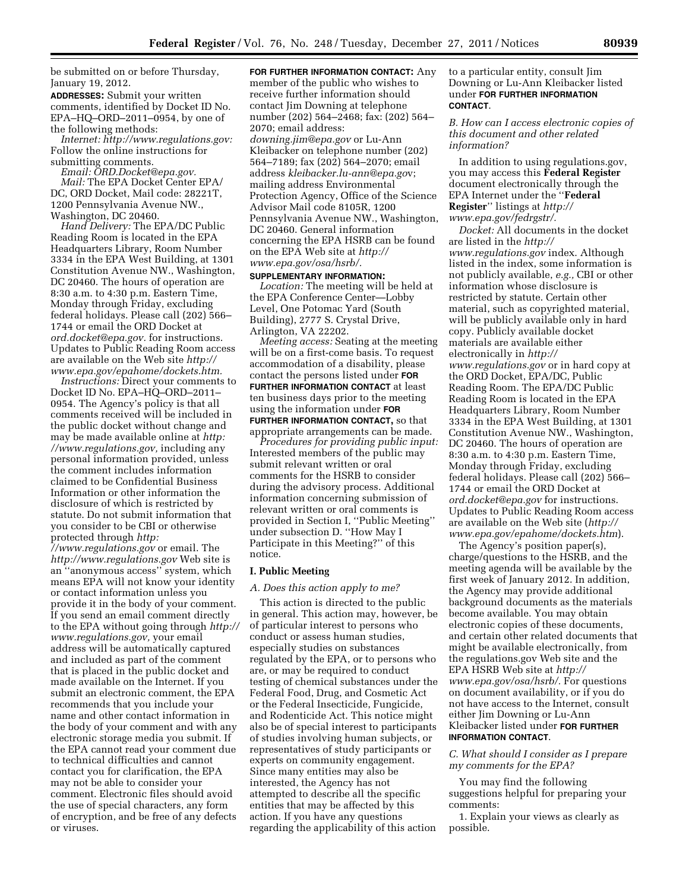be submitted on or before Thursday, January 19, 2012.

**ADDRESSES:** Submit your written comments, identified by Docket ID No. EPA–HQ–ORD–2011–0954, by one of the following methods:

*Internet: http://www.regulations.gov:* Follow the online instructions for submitting comments.

*Email: ORD.Docket@epa.gov.*

*Mail:* The EPA Docket Center EPA/DC, ORD Docket, Mail code: 28221T, 1200 Pennsylvania Avenue NW., Washington, DC 20460.

*Hand Delivery:* The EPA/DC Public Reading Room is located in the EPA Headquarters Library, Room Number 3334 in the EPA West Building, at 1301 Constitution Avenue NW., Washington, DC 20460. The hours of operation are 8:30 a.m. to 4:30 p.m. Eastern Time, Monday through Friday, excluding federal holidays. Please call (202) 566–1744 or email the ORD Docket at *ord.docket@epa.gov.* for instructions. Updates to Public Reading Room access are available on the Web site *http://www.epa.gov/epahome/dockets.htm.*

*Instructions:* Direct your comments to Docket ID No. EPA–HQ–ORD–2011–0954. The Agency's policy is that all comments received will be included in the public docket without change and may be made available online at *http://www.regulations.gov,* including any personal information provided, unless the comment includes information claimed to be Confidential Business Information or other information the disclosure of which is restricted by statute. Do not submit information that you consider to be CBI or otherwise protected through *http://www.regulations.gov* or email. The *http://www.regulations.gov* Web site is an ''anonymous access'' system, which means EPA will not know your identity or contact information unless you provide it in the body of your comment. If you send an email comment directly to the EPA without going through *http://www.regulations.gov,* your email address will be automatically captured and included as part of the comment that is placed in the public docket and made available on the Internet. If you submit an electronic comment, the EPA recommends that you include your name and other contact information in the body of your comment and with any electronic storage media you submit. If the EPA cannot read your comment due to technical difficulties and cannot contact you for clarification, the EPA may not be able to consider your comment. Electronic files should avoid the use of special characters, any form of encryption, and be free of any defects or viruses.

**FOR FURTHER INFORMATION CONTACT:** Any member of the public who wishes to receive further information should contact Jim Downing at telephone number (202) 564–2468; fax: (202) 564–2070; email address: *downing.jim@epa.gov* or Lu-Ann Kleibacker on telephone number (202) 564–7189; fax (202) 564–2070; email address *kleibacker.lu-ann@epa.gov*; mailing address Environmental Protection Agency, Office of the Science Advisor Mail code 8105R, 1200 Pennsylvania Avenue NW., Washington, DC 20460. General information concerning the EPA HSRB can be found on the EPA Web site at *http://www.epa.gov/osa/hsrb/.*

**SUPPLEMENTARY INFORMATION:**

*Location:* The meeting will be held at the EPA Conference Center—Lobby Level, One Potomac Yard (South Building), 2777 S. Crystal Drive, Arlington, VA 22202.

*Meeting access:* Seating at the meeting will be on a first-come basis. To request accommodation of a disability, please contact the persons listed under **FOR FURTHER INFORMATION CONTACT** at least ten business days prior to the meeting using the information under **FOR FURTHER INFORMATION CONTACT,** so that appropriate arrangements can be made.

*Procedures for providing public input:* Interested members of the public may submit relevant written or oral comments for the HSRB to consider during the advisory process. Additional information concerning submission of relevant written or oral comments is provided in Section I, ''Public Meeting'' under subsection D. ''How May I Participate in this Meeting?'' of this notice.

## I. Public Meeting

### *A. Does this action apply to me?*

This action is directed to the public in general. This action may, however, be of particular interest to persons who conduct or assess human studies, especially studies on substances regulated by the EPA, or to persons who are, or may be required to conduct testing of chemical substances under the Federal Food, Drug, and Cosmetic Act or the Federal Insecticide, Fungicide, and Rodenticide Act. This notice might also be of special interest to participants of studies involving human subjects, or representatives of study participants or experts on community engagement. Since many entities may also be interested, the Agency has not attempted to describe all the specific entities that may be affected by this action. If you have any questions regarding the applicability of this action to a particular entity, consult Jim Downing or Lu-Ann Kleibacker listed under **FOR FURTHER INFORMATION CONTACT**.

### *B. How can I access electronic copies of this document and other related information?*

In addition to using regulations.gov, you may access this **Federal Register** document electronically through the EPA Internet under the ''**Federal Register**'' listings at *http://www.epa.gov/fedrgstr/*.

*Docket:* All documents in the docket are listed in the *http://www.regulations.gov* index. Although listed in the index, some information is not publicly available, *e.g.,* CBI or other information whose disclosure is restricted by statute. Certain other material, such as copyrighted material, will be publicly available only in hard copy. Publicly available docket materials are available either electronically in *http://www.regulations.gov* or in hard copy at the ORD Docket, EPA/DC, Public Reading Room. The EPA/DC Public Reading Room is located in the EPA Headquarters Library, Room Number 3334 in the EPA West Building, at 1301 Constitution Avenue NW., Washington, DC 20460. The hours of operation are 8:30 a.m. to 4:30 p.m. Eastern Time, Monday through Friday, excluding federal holidays. Please call (202) 566–1744 or email the ORD Docket at *ord.docket@epa.gov* for instructions. Updates to Public Reading Room access are available on the Web site (*http://www.epa.gov/epahome/dockets.htm*).

The Agency's position paper(s), charge/questions to the HSRB, and the meeting agenda will be available by the first week of January 2012. In addition, the Agency may provide additional background documents as the materials become available. You may obtain electronic copies of these documents, and certain other related documents that might be available electronically, from the regulations.gov Web site and the EPA HSRB Web site at *http://www.epa.gov/osa/hsrb/.* For questions on document availability, or if you do not have access to the Internet, consult either Jim Downing or Lu-Ann Kleibacker listed under **FOR FURTHER INFORMATION CONTACT**.

### *C. What should I consider as I prepare my comments for the EPA?*

You may find the following suggestions helpful for preparing your comments:

1. Explain your views as clearly as possible.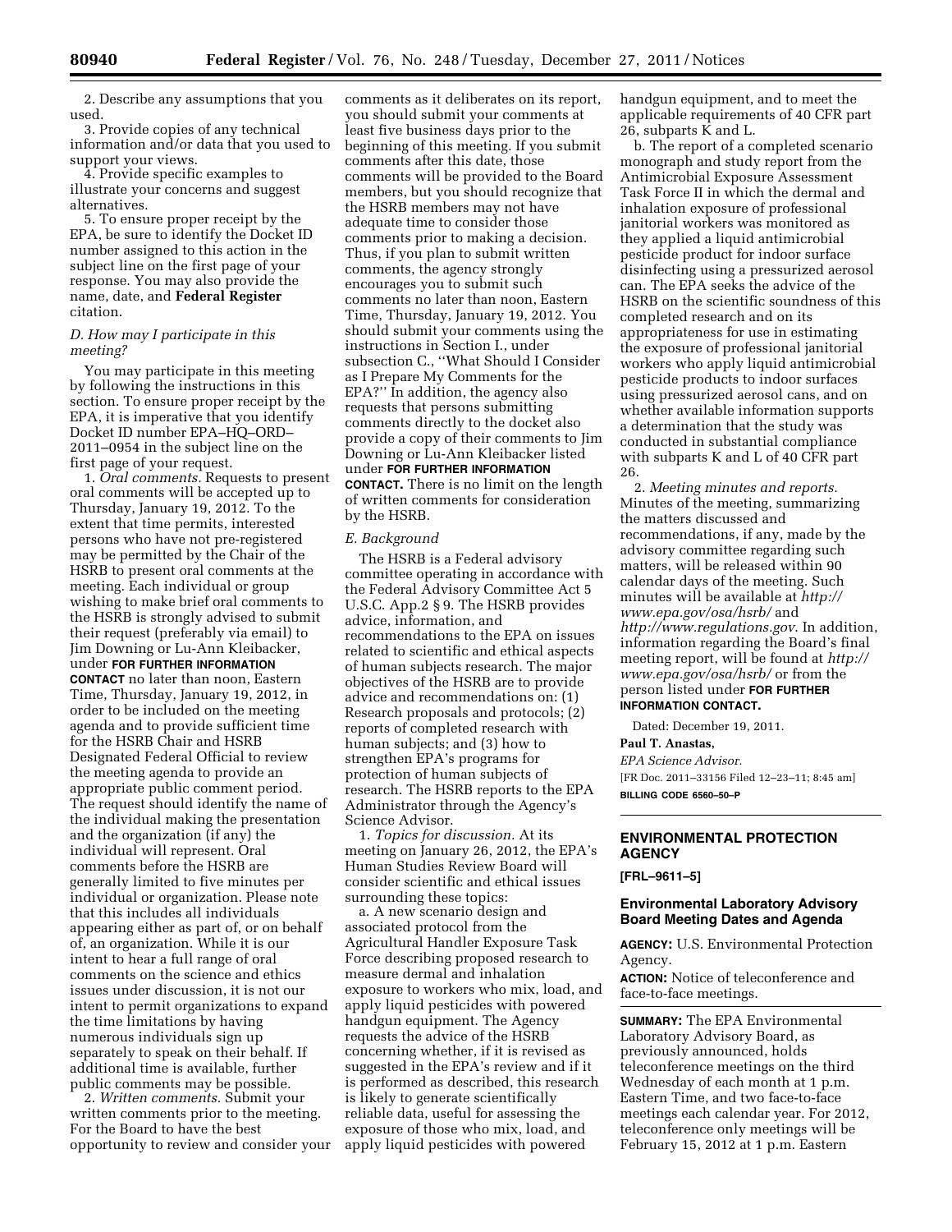2. Describe any assumptions that you used.

3. Provide copies of any technical information and/or data that you used to support your views.

4. Provide specific examples to illustrate your concerns and suggest alternatives.

5. To ensure proper receipt by the EPA, be sure to identify the Docket ID number assigned to this action in the subject line on the first page of your response. You may also provide the name, date, and **Federal Register** citation.

### *D. How may I participate in this meeting?*

You may participate in this meeting by following the instructions in this section. To ensure proper receipt by the EPA, it is imperative that you identify Docket ID number EPA–HQ–ORD–2011–0954 in the subject line on the first page of your request.

1. *Oral comments.* Requests to present oral comments will be accepted up to Thursday, January 19, 2012. To the extent that time permits, interested persons who have not pre-registered may be permitted by the Chair of the HSRB to present oral comments at the meeting. Each individual or group wishing to make brief oral comments to the HSRB is strongly advised to submit their request (preferably via email) to Jim Downing or Lu-Ann Kleibacker, under **FOR FURTHER INFORMATION CONTACT** no later than noon, Eastern Time, Thursday, January 19, 2012, in order to be included on the meeting agenda and to provide sufficient time for the HSRB Chair and HSRB Designated Federal Official to review the meeting agenda to provide an appropriate public comment period. The request should identify the name of the individual making the presentation and the organization (if any) the individual will represent. Oral comments before the HSRB are generally limited to five minutes per individual or organization. Please note that this includes all individuals appearing either as part of, or on behalf of, an organization. While it is our intent to hear a full range of oral comments on the science and ethics issues under discussion, it is not our intent to permit organizations to expand the time limitations by having numerous individuals sign up separately to speak on their behalf. If additional time is available, further public comments may be possible.

2. *Written comments.* Submit your written comments prior to the meeting. For the Board to have the best opportunity to review and consider your comments as it deliberates on its report, you should submit your comments at least five business days prior to the beginning of this meeting. If you submit comments after this date, those comments will be provided to the Board members, but you should recognize that the HSRB members may not have adequate time to consider those comments prior to making a decision. Thus, if you plan to submit written comments, the agency strongly encourages you to submit such comments no later than noon, Eastern Time, Thursday, January 19, 2012. You should submit your comments using the instructions in Section I., under subsection C., ''What Should I Consider as I Prepare My Comments for the EPA?'' In addition, the agency also requests that persons submitting comments directly to the docket also provide a copy of their comments to Jim Downing or Lu-Ann Kleibacker listed under **FOR FURTHER INFORMATION CONTACT.** There is no limit on the length of written comments for consideration by the HSRB.

### *E. Background*

The HSRB is a Federal advisory committee operating in accordance with the Federal Advisory Committee Act 5 U.S.C. App.2 § 9. The HSRB provides advice, information, and recommendations to the EPA on issues related to scientific and ethical aspects of human subjects research. The major objectives of the HSRB are to provide advice and recommendations on: (1) Research proposals and protocols; (2) reports of completed research with human subjects; and (3) how to strengthen EPA's programs for protection of human subjects of research. The HSRB reports to the EPA Administrator through the Agency's Science Advisor.

1. *Topics for discussion.* At its meeting on January 26, 2012, the EPA's Human Studies Review Board will consider scientific and ethical issues surrounding these topics:

a. A new scenario design and associated protocol from the Agricultural Handler Exposure Task Force describing proposed research to measure dermal and inhalation exposure to workers who mix, load, and apply liquid pesticides with powered handgun equipment. The Agency requests the advice of the HSRB concerning whether, if it is revised as suggested in the EPA's review and if it is performed as described, this research is likely to generate scientifically reliable data, useful for assessing the exposure of those who mix, load, and apply liquid pesticides with powered handgun equipment, and to meet the applicable requirements of 40 CFR part 26, subparts K and L.

b. The report of a completed scenario monograph and study report from the Antimicrobial Exposure Assessment Task Force II in which the dermal and inhalation exposure of professional janitorial workers was monitored as they applied a liquid antimicrobial pesticide product for indoor surface disinfecting using a pressurized aerosol can. The EPA seeks the advice of the HSRB on the scientific soundness of this completed research and on its appropriateness for use in estimating the exposure of professional janitorial workers who apply liquid antimicrobial pesticide products to indoor surfaces using pressurized aerosol cans, and on whether available information supports a determination that the study was conducted in substantial compliance with subparts K and L of 40 CFR part 26.

2. *Meeting minutes and reports.* Minutes of the meeting, summarizing the matters discussed and recommendations, if any, made by the advisory committee regarding such matters, will be released within 90 calendar days of the meeting. Such minutes will be available at *http://www.epa.gov/osa/hsrb/* and *http://www.regulations.gov*. In addition, information regarding the Board's final meeting report, will be found at *http://www.epa.gov/osa/hsrb/* or from the person listed under **FOR FURTHER INFORMATION CONTACT.**

Dated: December 19, 2011.

**Paul T. Anastas,**

*EPA Science Advisor.*

[FR Doc. 2011–33156 Filed 12–23–11; 8:45 am]

**BILLING CODE 6560–50–P**

---

## ENVIRONMENTAL PROTECTION AGENCY

**[FRL–9611–5]**

### Environmental Laboratory Advisory Board Meeting Dates and Agenda

**AGENCY:** U.S. Environmental Protection Agency.

**ACTION:** Notice of teleconference and face-to-face meetings.

**SUMMARY:** The EPA Environmental Laboratory Advisory Board, as previously announced, holds teleconference meetings on the third Wednesday of each month at 1 p.m. Eastern Time, and two face-to-face meetings each calendar year. For 2012, teleconference only meetings will be February 15, 2012 at 1 p.m. Eastern